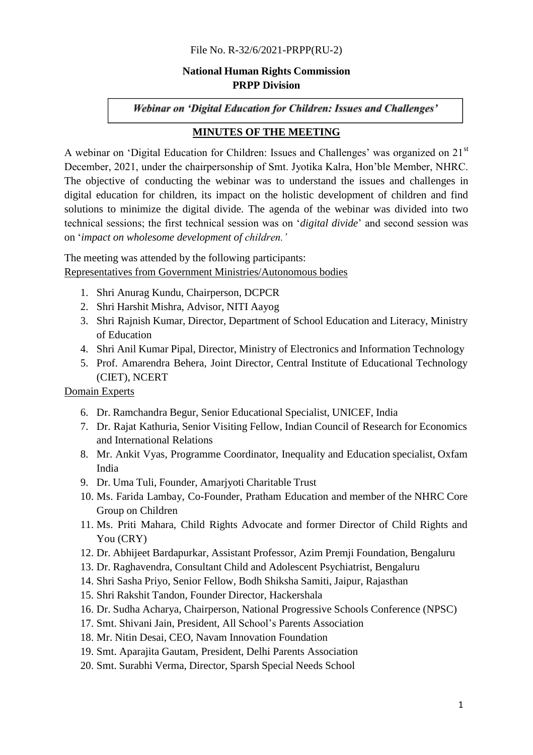File No. R-32/6/2021-PRPP(RU-2)

**National Human Rights Commission**
**PRPP Division**

***Webinar on 'Digital Education for Children: Issues and Challenges'***

## MINUTES OF THE MEETING

A webinar on 'Digital Education for Children: Issues and Challenges' was organized on 21st December, 2021, under the chairpersonship of Smt. Jyotika Kalra, Hon'ble Member, NHRC. The objective of conducting the webinar was to understand the issues and challenges in digital education for children, its impact on the holistic development of children and find solutions to minimize the digital divide. The agenda of the webinar was divided into two technical sessions; the first technical session was on '*digital divide*' and second session was on '*impact on wholesome development of children.'*

The meeting was attended by the following participants:

Representatives from Government Ministries/Autonomous bodies

1. Shri Anurag Kundu, Chairperson, DCPCR
2. Shri Harshit Mishra, Advisor, NITI Aayog
3. Shri Rajnish Kumar, Director, Department of School Education and Literacy, Ministry of Education
4. Shri Anil Kumar Pipal, Director, Ministry of Electronics and Information Technology
5. Prof. Amarendra Behera, Joint Director, Central Institute of Educational Technology (CIET), NCERT

Domain Experts

6. Dr. Ramchandra Begur, Senior Educational Specialist, UNICEF, India
7. Dr. Rajat Kathuria, Senior Visiting Fellow, Indian Council of Research for Economics and International Relations
8. Mr. Ankit Vyas, Programme Coordinator, Inequality and Education specialist, Oxfam India
9. Dr. Uma Tuli, Founder, Amarjyoti Charitable Trust
10. Ms. Farida Lambay, Co-Founder, Pratham Education and member of the NHRC Core Group on Children
11. Ms. Priti Mahara, Child Rights Advocate and former Director of Child Rights and You (CRY)
12. Dr. Abhijeet Bardapurkar, Assistant Professor, Azim Premji Foundation, Bengaluru
13. Dr. Raghavendra, Consultant Child and Adolescent Psychiatrist, Bengaluru
14. Shri Sasha Priyo, Senior Fellow, Bodh Shiksha Samiti, Jaipur, Rajasthan
15. Shri Rakshit Tandon, Founder Director, Hackershala
16. Dr. Sudha Acharya, Chairperson, National Progressive Schools Conference (NPSC)
17. Smt. Shivani Jain, President, All School's Parents Association
18. Mr. Nitin Desai, CEO, Navam Innovation Foundation
19. Smt. Aparajita Gautam, President, Delhi Parents Association
20. Smt. Surabhi Verma, Director, Sparsh Special Needs School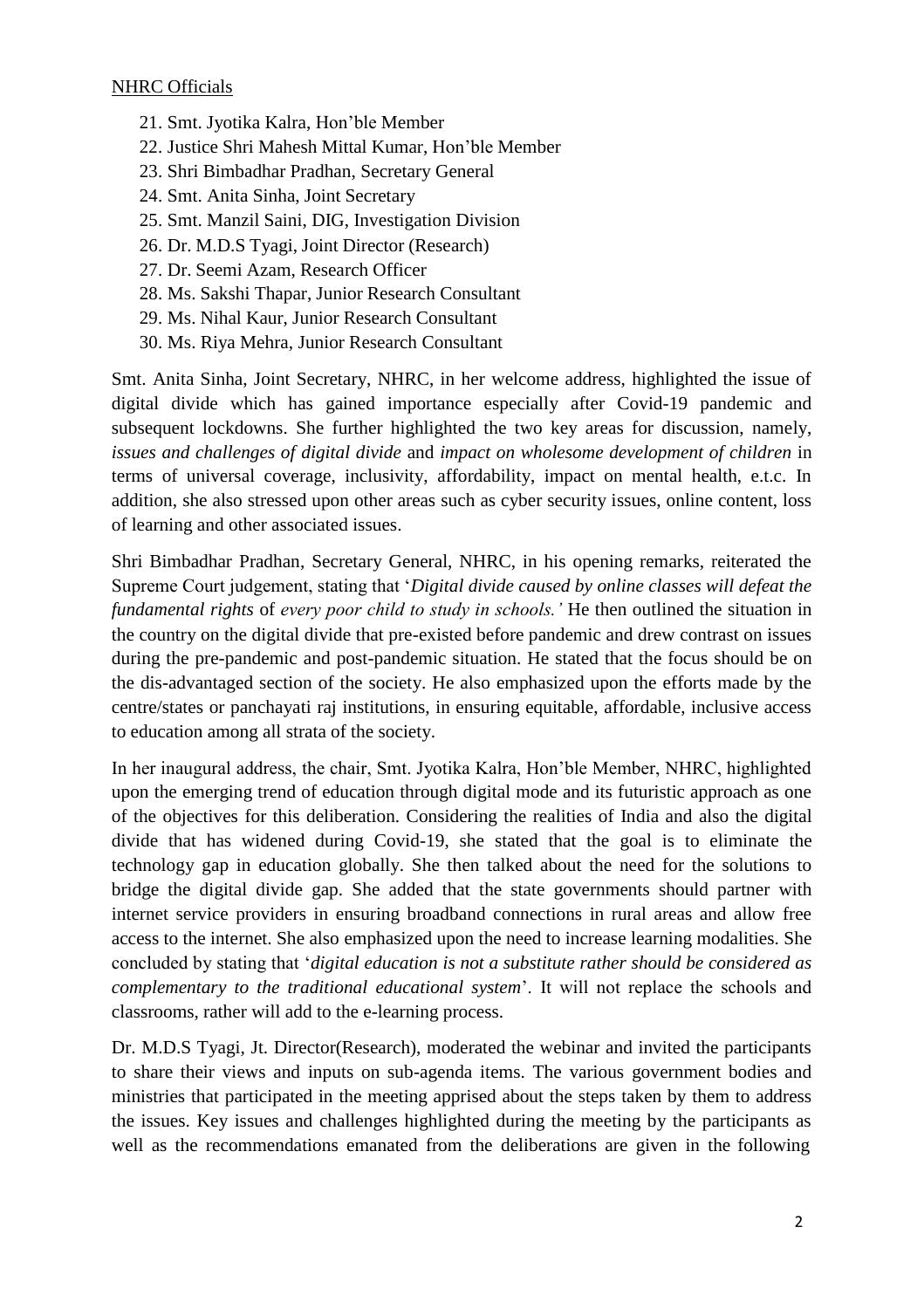NHRC Officials

21. Smt. Jyotika Kalra, Hon'ble Member
22. Justice Shri Mahesh Mittal Kumar, Hon'ble Member
23. Shri Bimbadhar Pradhan, Secretary General
24. Smt. Anita Sinha, Joint Secretary
25. Smt. Manzil Saini, DIG, Investigation Division
26. Dr. M.D.S Tyagi, Joint Director (Research)
27. Dr. Seemi Azam, Research Officer
28. Ms. Sakshi Thapar, Junior Research Consultant
29. Ms. Nihal Kaur, Junior Research Consultant
30. Ms. Riya Mehra, Junior Research Consultant

Smt. Anita Sinha, Joint Secretary, NHRC, in her welcome address, highlighted the issue of digital divide which has gained importance especially after Covid-19 pandemic and subsequent lockdowns. She further highlighted the two key areas for discussion, namely, *issues and challenges of digital divide* and *impact on wholesome development of children* in terms of universal coverage, inclusivity, affordability, impact on mental health, e.t.c. In addition, she also stressed upon other areas such as cyber security issues, online content, loss of learning and other associated issues.

Shri Bimbadhar Pradhan, Secretary General, NHRC, in his opening remarks, reiterated the Supreme Court judgement, stating that '*Digital divide caused by online classes will defeat the fundamental rights* of *every poor child to study in schools.'* He then outlined the situation in the country on the digital divide that pre-existed before pandemic and drew contrast on issues during the pre-pandemic and post-pandemic situation. He stated that the focus should be on the dis-advantaged section of the society. He also emphasized upon the efforts made by the centre/states or panchayati raj institutions, in ensuring equitable, affordable, inclusive access to education among all strata of the society.

In her inaugural address, the chair, Smt. Jyotika Kalra, Hon'ble Member, NHRC, highlighted upon the emerging trend of education through digital mode and its futuristic approach as one of the objectives for this deliberation. Considering the realities of India and also the digital divide that has widened during Covid-19, she stated that the goal is to eliminate the technology gap in education globally. She then talked about the need for the solutions to bridge the digital divide gap. She added that the state governments should partner with internet service providers in ensuring broadband connections in rural areas and allow free access to the internet. She also emphasized upon the need to increase learning modalities. She concluded by stating that '*digital education is not a substitute rather should be considered as complementary to the traditional educational system*'. It will not replace the schools and classrooms, rather will add to the e-learning process.

Dr. M.D.S Tyagi, Jt. Director(Research), moderated the webinar and invited the participants to share their views and inputs on sub-agenda items. The various government bodies and ministries that participated in the meeting apprised about the steps taken by them to address the issues. Key issues and challenges highlighted during the meeting by the participants as well as the recommendations emanated from the deliberations are given in the following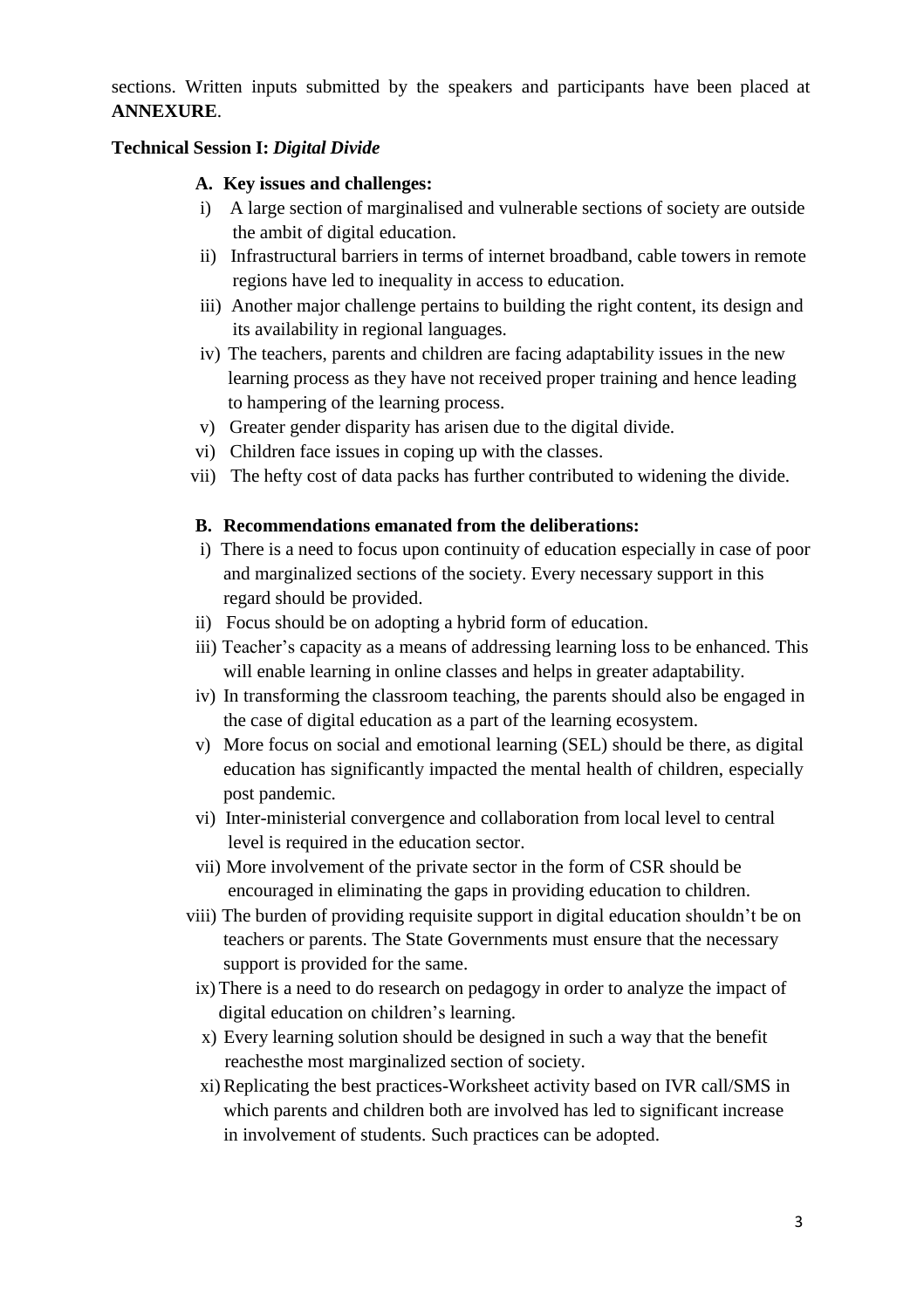sections. Written inputs submitted by the speakers and participants have been placed at **ANNEXURE**.

**Technical Session I:** ***Digital Divide***

**A. Key issues and challenges:**

i) A large section of marginalised and vulnerable sections of society are outside the ambit of digital education.

ii) Infrastructural barriers in terms of internet broadband, cable towers in remote regions have led to inequality in access to education.

iii) Another major challenge pertains to building the right content, its design and its availability in regional languages.

iv) The teachers, parents and children are facing adaptability issues in the new learning process as they have not received proper training and hence leading to hampering of the learning process.

v) Greater gender disparity has arisen due to the digital divide.

vi) Children face issues in coping up with the classes.

vii) The hefty cost of data packs has further contributed to widening the divide.

**B. Recommendations emanated from the deliberations:**

i) There is a need to focus upon continuity of education especially in case of poor and marginalized sections of the society. Every necessary support in this regard should be provided.

ii) Focus should be on adopting a hybrid form of education.

iii) Teacher's capacity as a means of addressing learning loss to be enhanced. This will enable learning in online classes and helps in greater adaptability.

iv) In transforming the classroom teaching, the parents should also be engaged in the case of digital education as a part of the learning ecosystem.

v) More focus on social and emotional learning (SEL) should be there, as digital education has significantly impacted the mental health of children, especially post pandemic.

vi) Inter-ministerial convergence and collaboration from local level to central level is required in the education sector.

vii) More involvement of the private sector in the form of CSR should be encouraged in eliminating the gaps in providing education to children.

viii) The burden of providing requisite support in digital education shouldn't be on teachers or parents. The State Governments must ensure that the necessary support is provided for the same.

ix) There is a need to do research on pedagogy in order to analyze the impact of digital education on children's learning.

x) Every learning solution should be designed in such a way that the benefit reachesthe most marginalized section of society.

xi) Replicating the best practices-Worksheet activity based on IVR call/SMS in which parents and children both are involved has led to significant increase in involvement of students. Such practices can be adopted.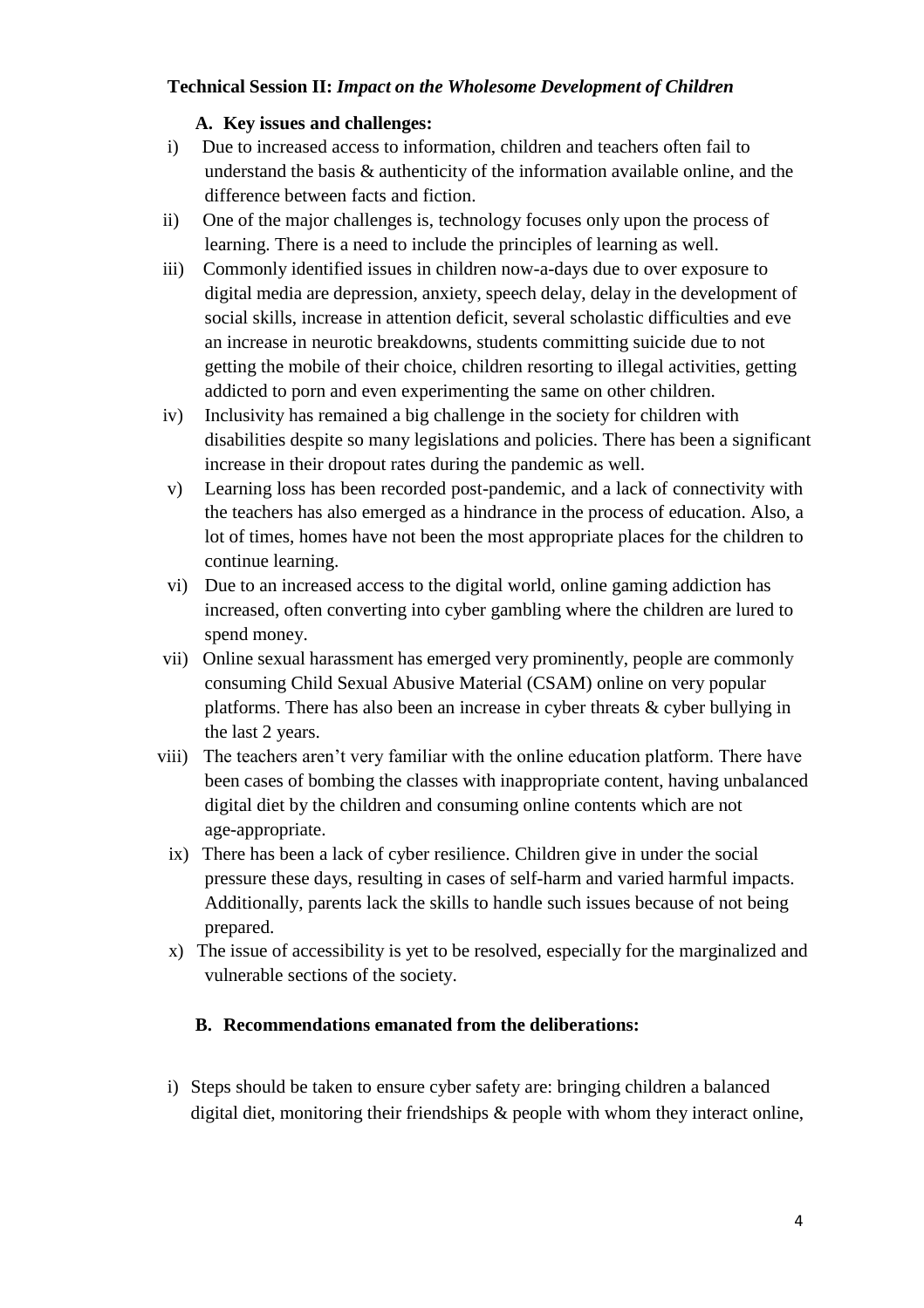**Technical Session II:** ***Impact on the Wholesome Development of Children***

**A. Key issues and challenges:**

i) Due to increased access to information, children and teachers often fail to understand the basis & authenticity of the information available online, and the difference between facts and fiction.

ii) One of the major challenges is, technology focuses only upon the process of learning. There is a need to include the principles of learning as well.

iii) Commonly identified issues in children now-a-days due to over exposure to digital media are depression, anxiety, speech delay, delay in the development of social skills, increase in attention deficit, several scholastic difficulties and eve an increase in neurotic breakdowns, students committing suicide due to not getting the mobile of their choice, children resorting to illegal activities, getting addicted to porn and even experimenting the same on other children.

iv) Inclusivity has remained a big challenge in the society for children with disabilities despite so many legislations and policies. There has been a significant increase in their dropout rates during the pandemic as well.

v) Learning loss has been recorded post-pandemic, and a lack of connectivity with the teachers has also emerged as a hindrance in the process of education. Also, a lot of times, homes have not been the most appropriate places for the children to continue learning.

vi) Due to an increased access to the digital world, online gaming addiction has increased, often converting into cyber gambling where the children are lured to spend money.

vii) Online sexual harassment has emerged very prominently, people are commonly consuming Child Sexual Abusive Material (CSAM) online on very popular platforms. There has also been an increase in cyber threats & cyber bullying in the last 2 years.

viii) The teachers aren't very familiar with the online education platform. There have been cases of bombing the classes with inappropriate content, having unbalanced digital diet by the children and consuming online contents which are not age-appropriate.

ix) There has been a lack of cyber resilience. Children give in under the social pressure these days, resulting in cases of self-harm and varied harmful impacts. Additionally, parents lack the skills to handle such issues because of not being prepared.

x) The issue of accessibility is yet to be resolved, especially for the marginalized and vulnerable sections of the society.

**B. Recommendations emanated from the deliberations:**

i) Steps should be taken to ensure cyber safety are: bringing children a balanced digital diet, monitoring their friendships & people with whom they interact online,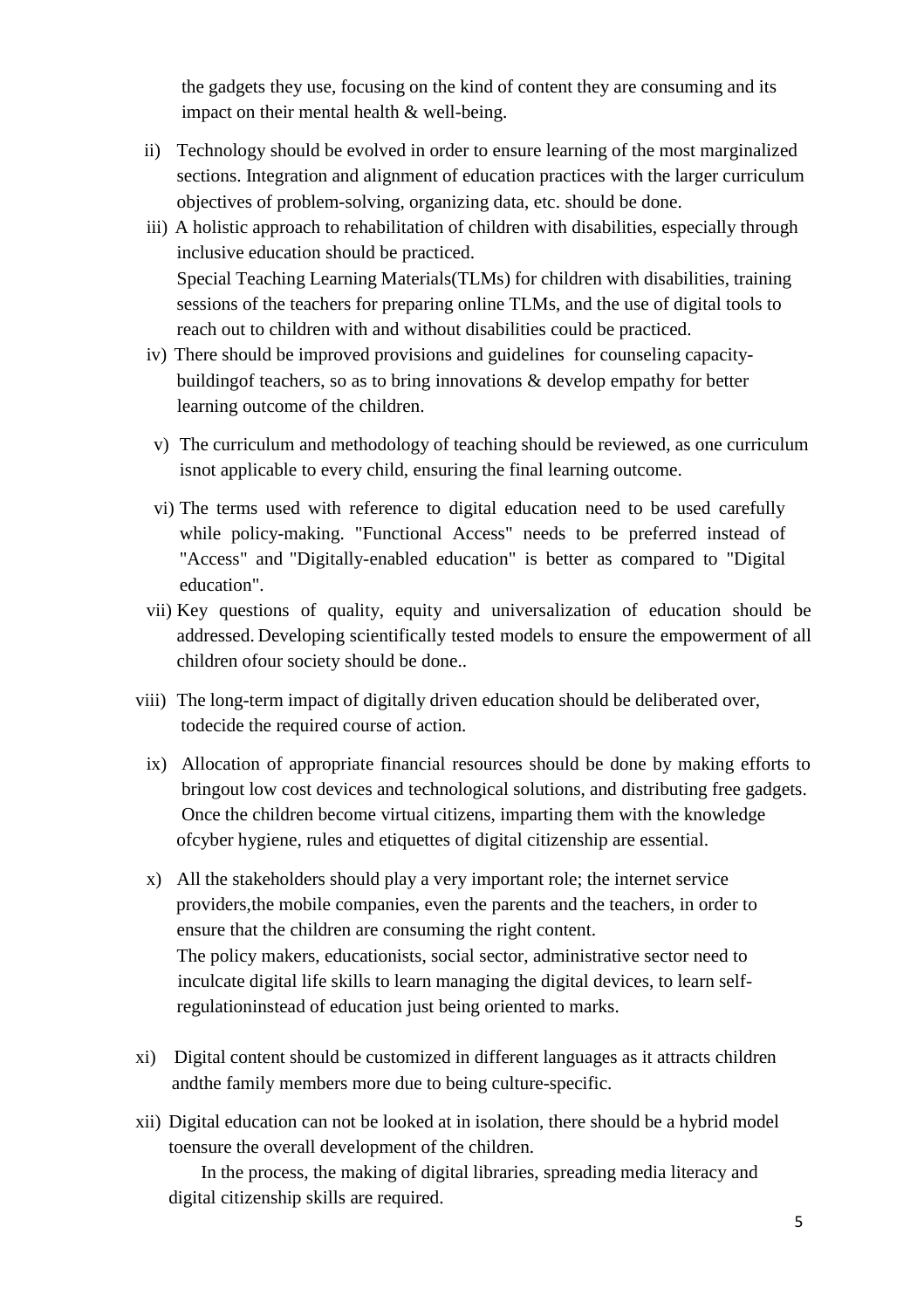the gadgets they use, focusing on the kind of content they are consuming and its impact on their mental health & well-being.

ii) Technology should be evolved in order to ensure learning of the most marginalized sections. Integration and alignment of education practices with the larger curriculum objectives of problem-solving, organizing data, etc. should be done.

iii) A holistic approach to rehabilitation of children with disabilities, especially through inclusive education should be practiced.
Special Teaching Learning Materials(TLMs) for children with disabilities, training sessions of the teachers for preparing online TLMs, and the use of digital tools to reach out to children with and without disabilities could be practiced.

iv) There should be improved provisions and guidelines for counseling capacity-buildingof teachers, so as to bring innovations & develop empathy for better learning outcome of the children.

v) The curriculum and methodology of teaching should be reviewed, as one curriculum isnot applicable to every child, ensuring the final learning outcome.

vi) The terms used with reference to digital education need to be used carefully while policy-making. "Functional Access" needs to be preferred instead of "Access" and "Digitally-enabled education" is better as compared to "Digital education".

vii) Key questions of quality, equity and universalization of education should be addressed. Developing scientifically tested models to ensure the empowerment of all children ofour society should be done..

viii) The long-term impact of digitally driven education should be deliberated over, todecide the required course of action.

ix) Allocation of appropriate financial resources should be done by making efforts to bringout low cost devices and technological solutions, and distributing free gadgets.
Once the children become virtual citizens, imparting them with the knowledge ofcyber hygiene, rules and etiquettes of digital citizenship are essential.

x) All the stakeholders should play a very important role; the internet service providers,the mobile companies, even the parents and the teachers, in order to ensure that the children are consuming the right content.
The policy makers, educationists, social sector, administrative sector need to inculcate digital life skills to learn managing the digital devices, to learn self-regulationinstead of education just being oriented to marks.

xi) Digital content should be customized in different languages as it attracts children andthe family members more due to being culture-specific.

xii) Digital education can not be looked at in isolation, there should be a hybrid model toensure the overall development of the children.
In the process, the making of digital libraries, spreading media literacy and digital citizenship skills are required.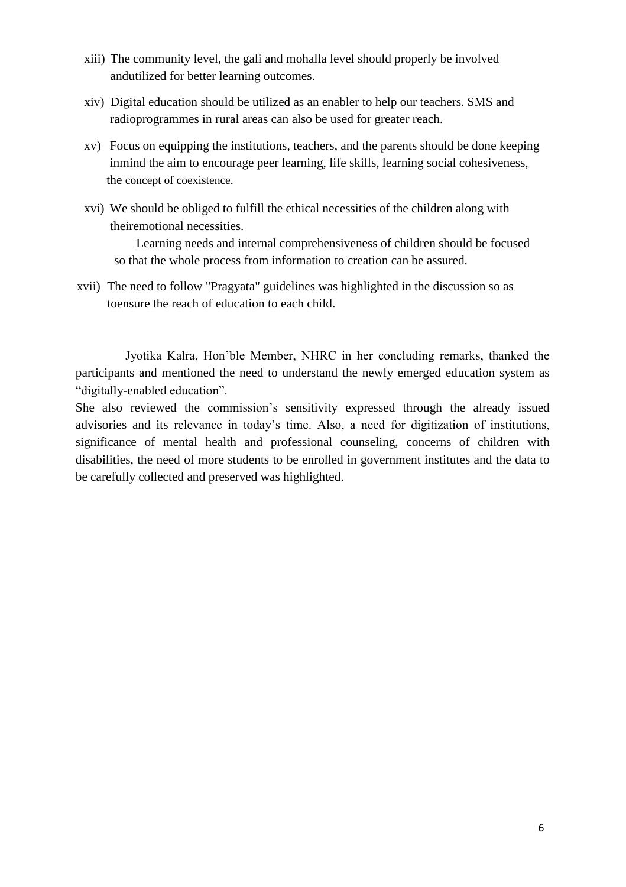xiii) The community level, the gali and mohalla level should properly be involved andutilized for better learning outcomes.

xiv) Digital education should be utilized as an enabler to help our teachers. SMS and radioprogrammes in rural areas can also be used for greater reach.

xv) Focus on equipping the institutions, teachers, and the parents should be done keeping inmind the aim to encourage peer learning, life skills, learning social cohesiveness, the concept of coexistence.

xvi) We should be obliged to fulfill the ethical necessities of the children along with theiremotional necessities.

Learning needs and internal comprehensiveness of children should be focused so that the whole process from information to creation can be assured.

xvii) The need to follow "Pragyata" guidelines was highlighted in the discussion so as toensure the reach of education to each child.

Jyotika Kalra, Hon'ble Member, NHRC in her concluding remarks, thanked the participants and mentioned the need to understand the newly emerged education system as "digitally-enabled education".

She also reviewed the commission's sensitivity expressed through the already issued advisories and its relevance in today's time. Also, a need for digitization of institutions, significance of mental health and professional counseling, concerns of children with disabilities, the need of more students to be enrolled in government institutes and the data to be carefully collected and preserved was highlighted.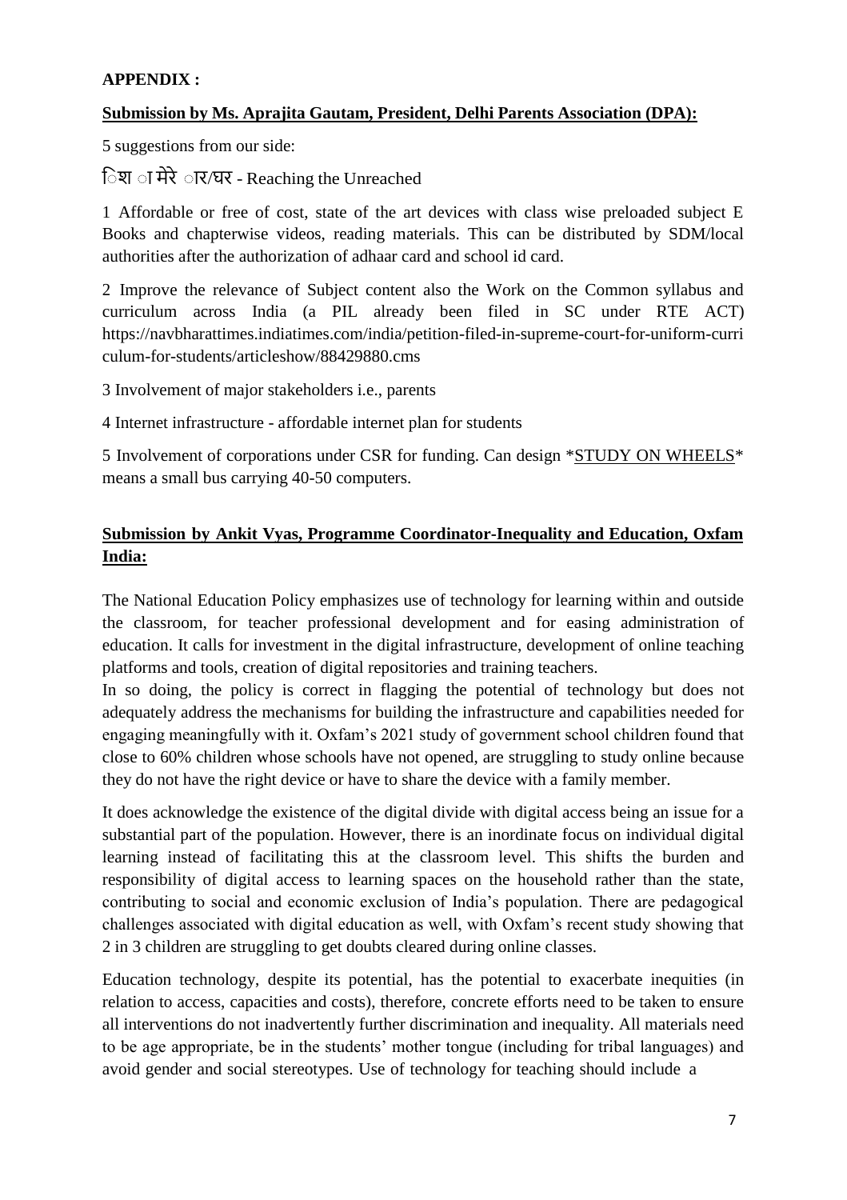**APPENDIX :**

**Submission by Ms. Aprajita Gautam, President, Delhi Parents Association (DPA):**

5 suggestions from our side:

िश ा मेरे ार/घर - Reaching the Unreached

1 Affordable or free of cost, state of the art devices with class wise preloaded subject E Books and chapterwise videos, reading materials. This can be distributed by SDM/local authorities after the authorization of adhaar card and school id card.

2 Improve the relevance of Subject content also the Work on the Common syllabus and curriculum across India (a PIL already been filed in SC under RTE ACT) https://navbharattimes.indiatimes.com/india/petition-filed-in-supreme-court-for-uniform-curriculum-for-students/articleshow/88429880.cms

3 Involvement of major stakeholders i.e., parents

4 Internet infrastructure - affordable internet plan for students

5 Involvement of corporations under CSR for funding. Can design *STUDY ON WHEELS* means a small bus carrying 40-50 computers.

**Submission by Ankit Vyas, Programme Coordinator-Inequality and Education, Oxfam India:**

The National Education Policy emphasizes use of technology for learning within and outside the classroom, for teacher professional development and for easing administration of education. It calls for investment in the digital infrastructure, development of online teaching platforms and tools, creation of digital repositories and training teachers.

In so doing, the policy is correct in flagging the potential of technology but does not adequately address the mechanisms for building the infrastructure and capabilities needed for engaging meaningfully with it. Oxfam's 2021 study of government school children found that close to 60% children whose schools have not opened, are struggling to study online because they do not have the right device or have to share the device with a family member.

It does acknowledge the existence of the digital divide with digital access being an issue for a substantial part of the population. However, there is an inordinate focus on individual digital learning instead of facilitating this at the classroom level. This shifts the burden and responsibility of digital access to learning spaces on the household rather than the state, contributing to social and economic exclusion of India's population. There are pedagogical challenges associated with digital education as well, with Oxfam's recent study showing that 2 in 3 children are struggling to get doubts cleared during online classes.

Education technology, despite its potential, has the potential to exacerbate inequities (in relation to access, capacities and costs), therefore, concrete efforts need to be taken to ensure all interventions do not inadvertently further discrimination and inequality. All materials need to be age appropriate, be in the students' mother tongue (including for tribal languages) and avoid gender and social stereotypes. Use of technology for teaching should include a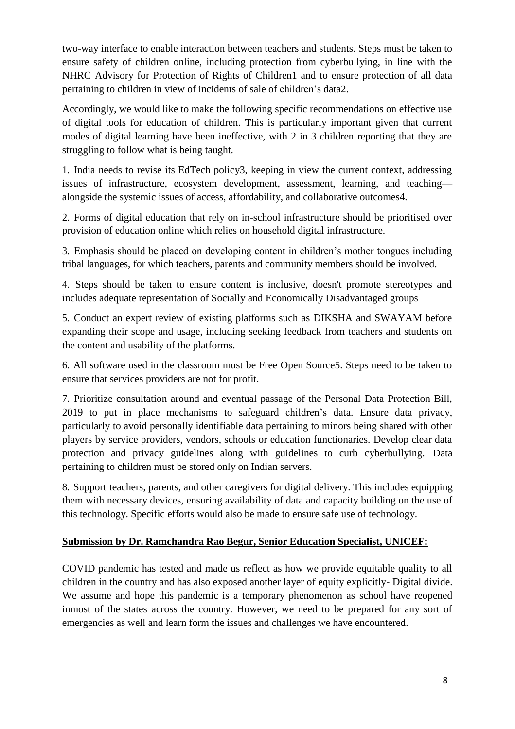two-way interface to enable interaction between teachers and students. Steps must be taken to ensure safety of children online, including protection from cyberbullying, in line with the NHRC Advisory for Protection of Rights of Children[1] and to ensure protection of all data pertaining to children in view of incidents of sale of children's data[2].

Accordingly, we would like to make the following specific recommendations on effective use of digital tools for education of children. This is particularly important given that current modes of digital learning have been ineffective, with 2 in 3 children reporting that they are struggling to follow what is being taught.

1. India needs to revise its EdTech policy[3], keeping in view the current context, addressing issues of infrastructure, ecosystem development, assessment, learning, and teaching—alongside the systemic issues of access, affordability, and collaborative outcomes[4].

2. Forms of digital education that rely on in-school infrastructure should be prioritised over provision of education online which relies on household digital infrastructure.

3. Emphasis should be placed on developing content in children's mother tongues including tribal languages, for which teachers, parents and community members should be involved.

4. Steps should be taken to ensure content is inclusive, doesn't promote stereotypes and includes adequate representation of Socially and Economically Disadvantaged groups

5. Conduct an expert review of existing platforms such as DIKSHA and SWAYAM before expanding their scope and usage, including seeking feedback from teachers and students on the content and usability of the platforms.

6. All software used in the classroom must be Free Open Source[5]. Steps need to be taken to ensure that services providers are not for profit.

7. Prioritize consultation around and eventual passage of the Personal Data Protection Bill, 2019 to put in place mechanisms to safeguard children's data. Ensure data privacy, particularly to avoid personally identifiable data pertaining to minors being shared with other players by service providers, vendors, schools or education functionaries. Develop clear data protection and privacy guidelines along with guidelines to curb cyberbullying. Data pertaining to children must be stored only on Indian servers.

8. Support teachers, parents, and other caregivers for digital delivery. This includes equipping them with necessary devices, ensuring availability of data and capacity building on the use of this technology. Specific efforts would also be made to ensure safe use of technology.

**Submission by Dr. Ramchandra Rao Begur, Senior Education Specialist, UNICEF:**

COVID pandemic has tested and made us reflect as how we provide equitable quality to all children in the country and has also exposed another layer of equity explicitly- Digital divide. We assume and hope this pandemic is a temporary phenomenon as school have reopened inmost of the states across the country. However, we need to be prepared for any sort of emergencies as well and learn form the issues and challenges we have encountered.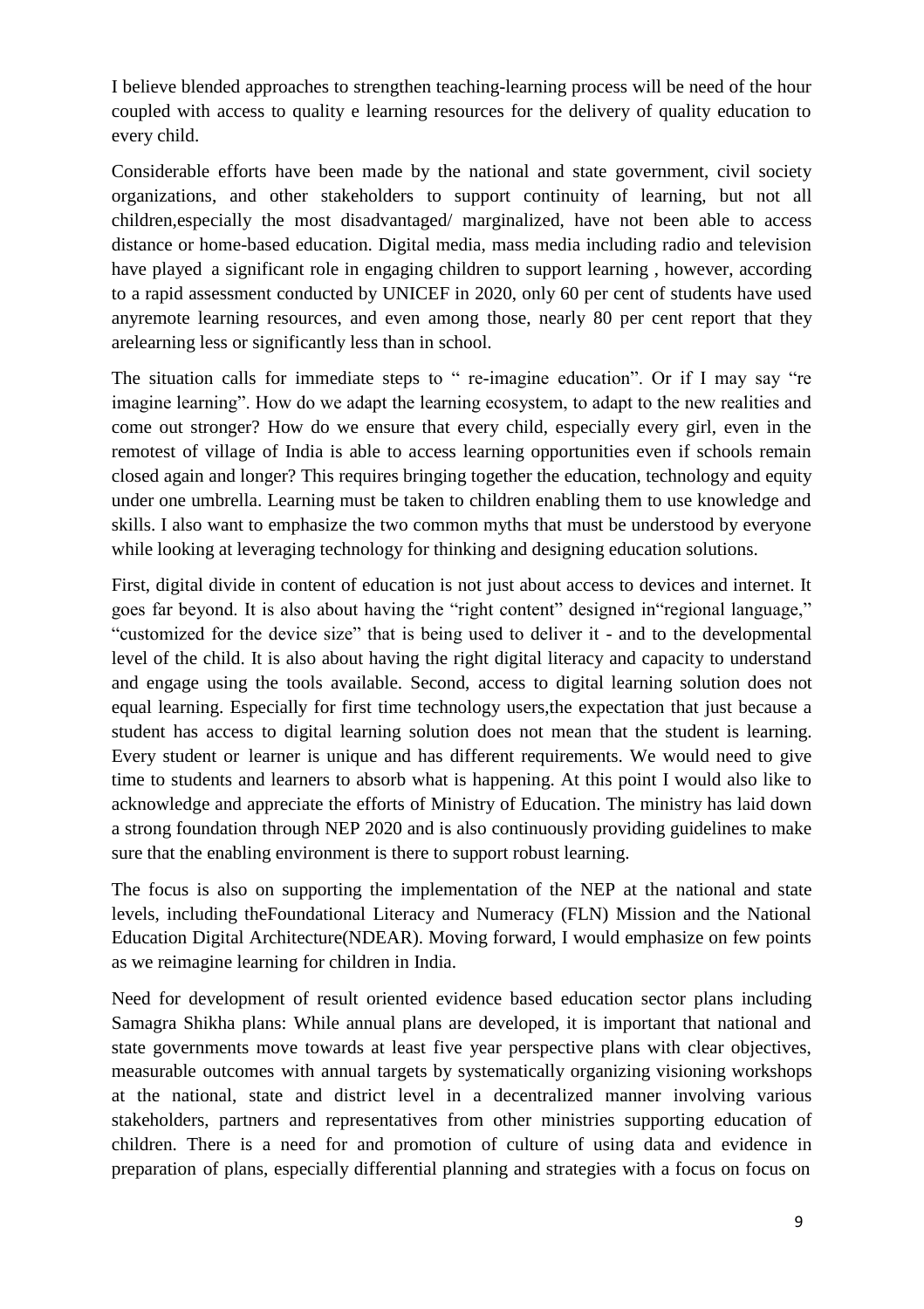I believe blended approaches to strengthen teaching-learning process will be need of the hour coupled with access to quality e learning resources for the delivery of quality education to every child.

Considerable efforts have been made by the national and state government, civil society organizations, and other stakeholders to support continuity of learning, but not all children,especially the most disadvantaged/ marginalized, have not been able to access distance or home-based education. Digital media, mass media including radio and television have played a significant role in engaging children to support learning , however, according to a rapid assessment conducted by UNICEF in 2020, only 60 per cent of students have used anyremote learning resources, and even among those, nearly 80 per cent report that they arelearning less or significantly less than in school.

The situation calls for immediate steps to " re-imagine education". Or if I may say "re imagine learning". How do we adapt the learning ecosystem, to adapt to the new realities and come out stronger? How do we ensure that every child, especially every girl, even in the remotest of village of India is able to access learning opportunities even if schools remain closed again and longer? This requires bringing together the education, technology and equity under one umbrella. Learning must be taken to children enabling them to use knowledge and skills. I also want to emphasize the two common myths that must be understood by everyone while looking at leveraging technology for thinking and designing education solutions.

First, digital divide in content of education is not just about access to devices and internet. It goes far beyond. It is also about having the "right content" designed in"regional language," "customized for the device size" that is being used to deliver it - and to the developmental level of the child. It is also about having the right digital literacy and capacity to understand and engage using the tools available. Second, access to digital learning solution does not equal learning. Especially for first time technology users,the expectation that just because a student has access to digital learning solution does not mean that the student is learning. Every student or learner is unique and has different requirements. We would need to give time to students and learners to absorb what is happening. At this point I would also like to acknowledge and appreciate the efforts of Ministry of Education. The ministry has laid down a strong foundation through NEP 2020 and is also continuously providing guidelines to make sure that the enabling environment is there to support robust learning.

The focus is also on supporting the implementation of the NEP at the national and state levels, including theFoundational Literacy and Numeracy (FLN) Mission and the National Education Digital Architecture(NDEAR). Moving forward, I would emphasize on few points as we reimagine learning for children in India.

Need for development of result oriented evidence based education sector plans including Samagra Shikha plans: While annual plans are developed, it is important that national and state governments move towards at least five year perspective plans with clear objectives, measurable outcomes with annual targets by systematically organizing visioning workshops at the national, state and district level in a decentralized manner involving various stakeholders, partners and representatives from other ministries supporting education of children. There is a need for and promotion of culture of using data and evidence in preparation of plans, especially differential planning and strategies with a focus on focus on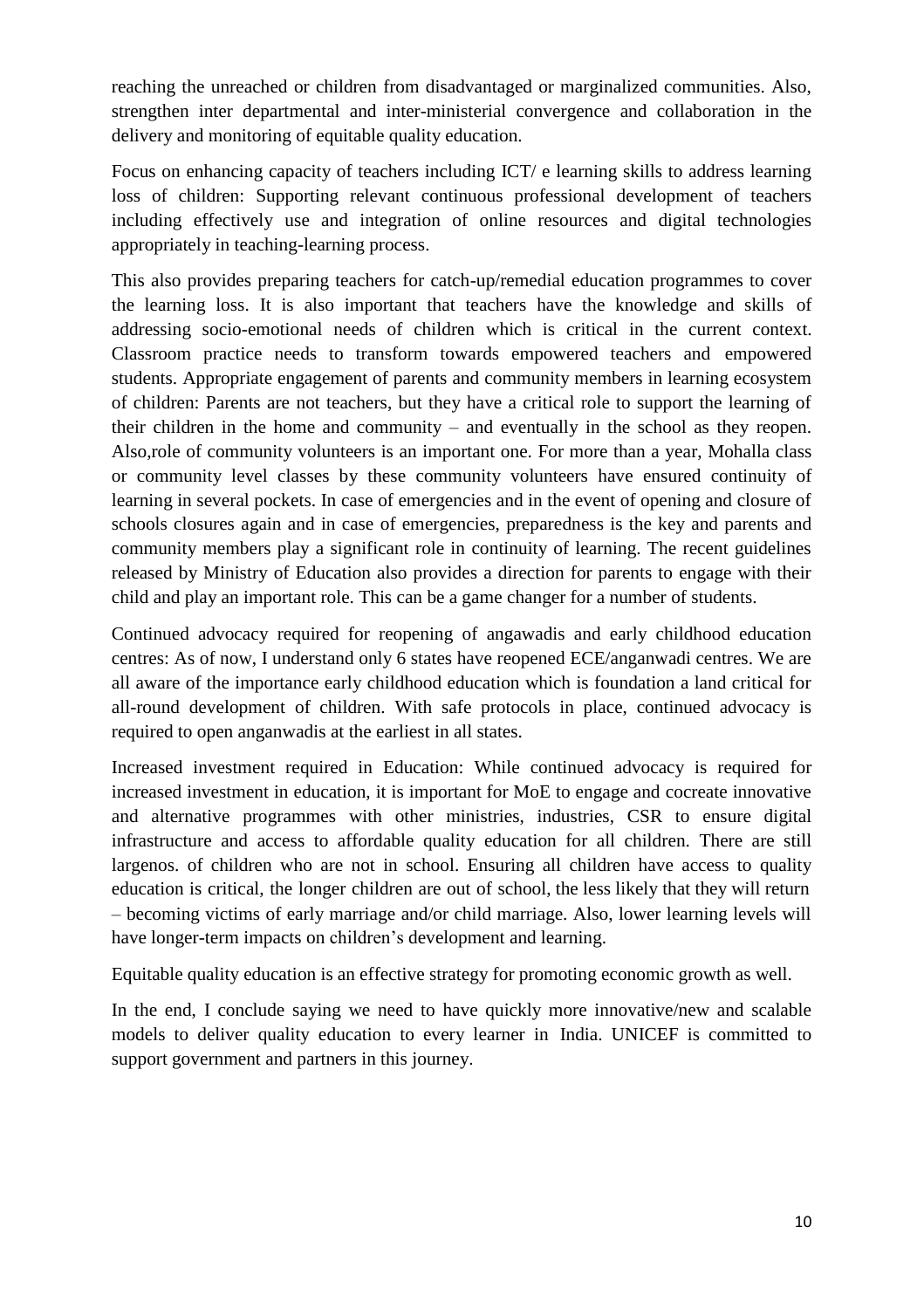reaching the unreached or children from disadvantaged or marginalized communities. Also, strengthen inter departmental and inter-ministerial convergence and collaboration in the delivery and monitoring of equitable quality education.

Focus on enhancing capacity of teachers including ICT/ e learning skills to address learning loss of children: Supporting relevant continuous professional development of teachers including effectively use and integration of online resources and digital technologies appropriately in teaching-learning process.

This also provides preparing teachers for catch-up/remedial education programmes to cover the learning loss. It is also important that teachers have the knowledge and skills of addressing socio-emotional needs of children which is critical in the current context. Classroom practice needs to transform towards empowered teachers and empowered students. Appropriate engagement of parents and community members in learning ecosystem of children: Parents are not teachers, but they have a critical role to support the learning of their children in the home and community – and eventually in the school as they reopen. Also,role of community volunteers is an important one. For more than a year, Mohalla class or community level classes by these community volunteers have ensured continuity of learning in several pockets. In case of emergencies and in the event of opening and closure of schools closures again and in case of emergencies, preparedness is the key and parents and community members play a significant role in continuity of learning. The recent guidelines released by Ministry of Education also provides a direction for parents to engage with their child and play an important role. This can be a game changer for a number of students.

Continued advocacy required for reopening of angawadis and early childhood education centres: As of now, I understand only 6 states have reopened ECE/anganwadi centres. We are all aware of the importance early childhood education which is foundation a land critical for all-round development of children. With safe protocols in place, continued advocacy is required to open anganwadis at the earliest in all states.

Increased investment required in Education: While continued advocacy is required for increased investment in education, it is important for MoE to engage and cocreate innovative and alternative programmes with other ministries, industries, CSR to ensure digital infrastructure and access to affordable quality education for all children. There are still largenos. of children who are not in school. Ensuring all children have access to quality education is critical, the longer children are out of school, the less likely that they will return – becoming victims of early marriage and/or child marriage. Also, lower learning levels will have longer-term impacts on children's development and learning.

Equitable quality education is an effective strategy for promoting economic growth as well.

In the end, I conclude saying we need to have quickly more innovative/new and scalable models to deliver quality education to every learner in India. UNICEF is committed to support government and partners in this journey.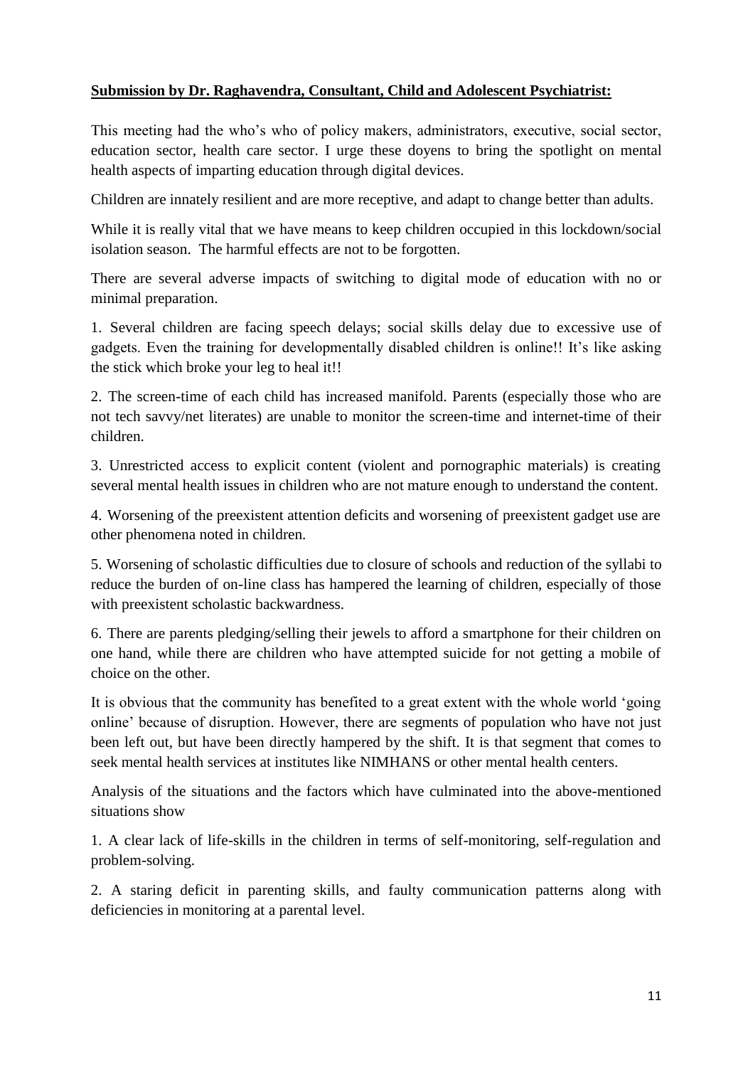**<u>Submission by Dr. Raghavendra, Consultant, Child and Adolescent Psychiatrist:</u>**

This meeting had the who's who of policy makers, administrators, executive, social sector, education sector, health care sector. I urge these doyens to bring the spotlight on mental health aspects of imparting education through digital devices.

Children are innately resilient and are more receptive, and adapt to change better than adults.

While it is really vital that we have means to keep children occupied in this lockdown/social isolation season. The harmful effects are not to be forgotten.

There are several adverse impacts of switching to digital mode of education with no or minimal preparation.

1. Several children are facing speech delays; social skills delay due to excessive use of gadgets. Even the training for developmentally disabled children is online!! It's like asking the stick which broke your leg to heal it!!

2. The screen-time of each child has increased manifold. Parents (especially those who are not tech savvy/net literates) are unable to monitor the screen-time and internet-time of their children.

3. Unrestricted access to explicit content (violent and pornographic materials) is creating several mental health issues in children who are not mature enough to understand the content.

4. Worsening of the preexistent attention deficits and worsening of preexistent gadget use are other phenomena noted in children.

5. Worsening of scholastic difficulties due to closure of schools and reduction of the syllabi to reduce the burden of on-line class has hampered the learning of children, especially of those with preexistent scholastic backwardness.

6. There are parents pledging/selling their jewels to afford a smartphone for their children on one hand, while there are children who have attempted suicide for not getting a mobile of choice on the other.

It is obvious that the community has benefited to a great extent with the whole world 'going online' because of disruption. However, there are segments of population who have not just been left out, but have been directly hampered by the shift. It is that segment that comes to seek mental health services at institutes like NIMHANS or other mental health centers.

Analysis of the situations and the factors which have culminated into the above-mentioned situations show

1. A clear lack of life-skills in the children in terms of self-monitoring, self-regulation and problem-solving.

2. A staring deficit in parenting skills, and faulty communication patterns along with deficiencies in monitoring at a parental level.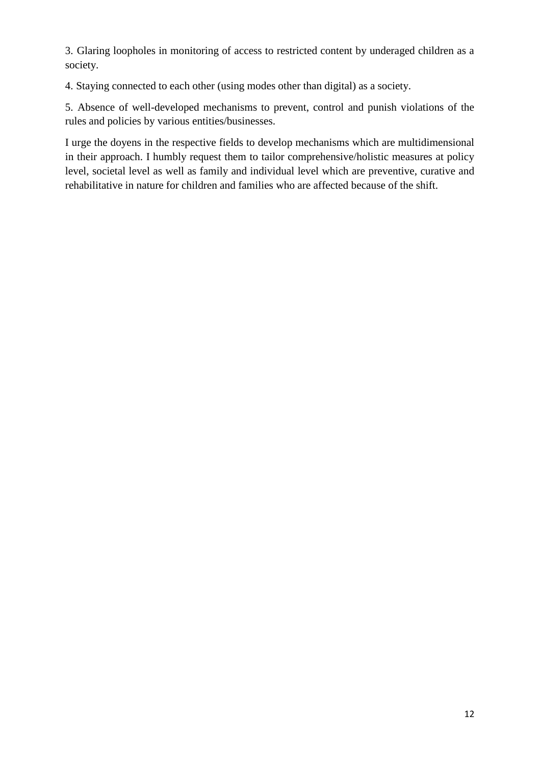3. Glaring loopholes in monitoring of access to restricted content by underaged children as a society.

4. Staying connected to each other (using modes other than digital) as a society.

5. Absence of well-developed mechanisms to prevent, control and punish violations of the rules and policies by various entities/businesses.

I urge the doyens in the respective fields to develop mechanisms which are multidimensional in their approach. I humbly request them to tailor comprehensive/holistic measures at policy level, societal level as well as family and individual level which are preventive, curative and rehabilitative in nature for children and families who are affected because of the shift.